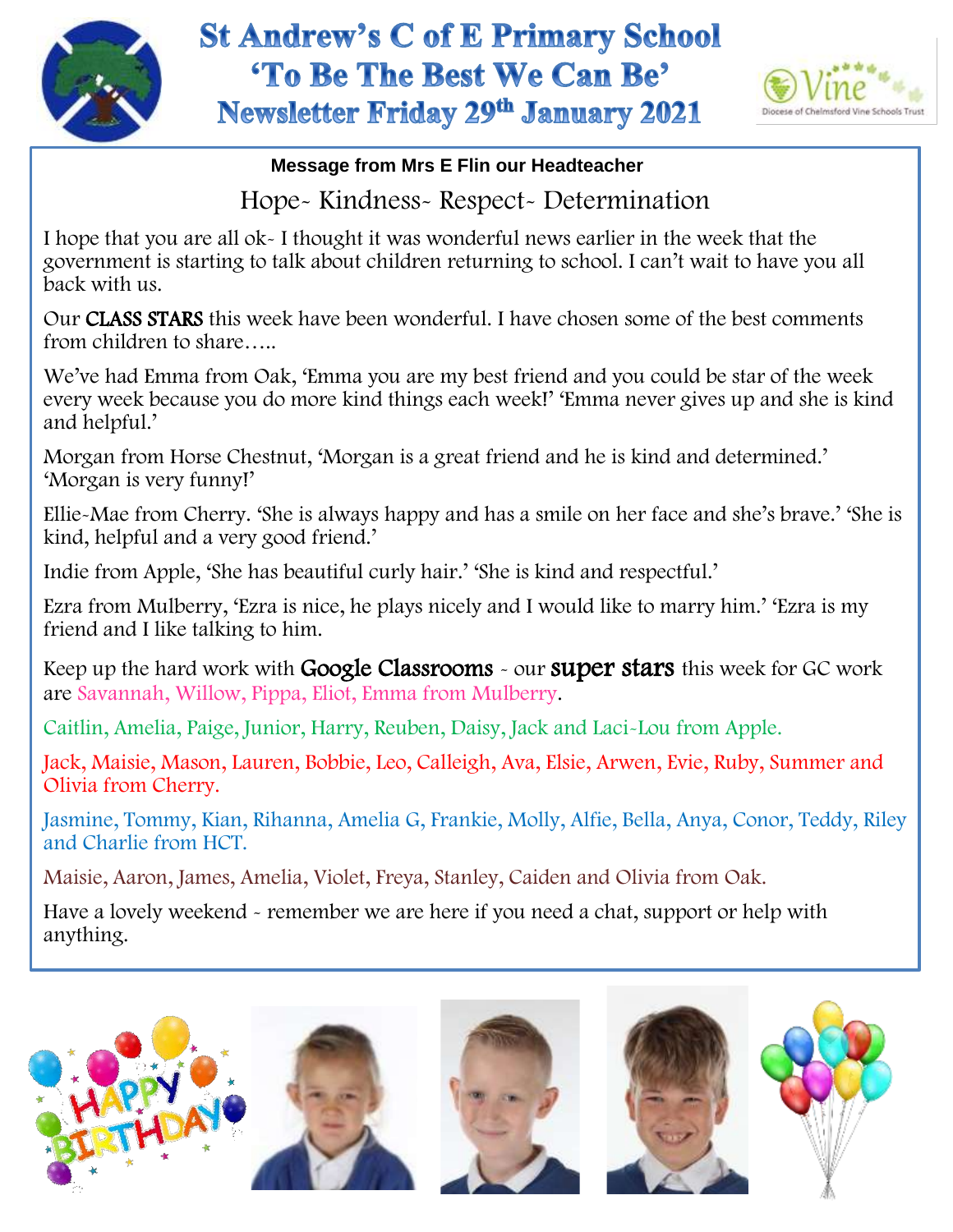# St Andrew's C of E Primary School

## 'To Be The Best We Can Be'

## Newsletter Friday 29th January 2021

**Message from Mrs E Flin our Headteacher**

Hope- Kindness- Respect- Determination

I hope that you are all ok- I thought it was wonderful news earlier in the week that the government is starting to talk about children returning to school. I can't wait to have you all back with us.

Our CLASS STARS this week have been wonderful. I have chosen some of the best comments from children to share…..

We've had Emma from Oak, 'Emma you are my best friend and you could be star of the week every week because you do more kind things each week!' 'Emma never gives up and she is kind and helpful.'

Morgan from Horse Chestnut, 'Morgan is a great friend and he is kind and determined.' 'Morgan is very funny!'

Ellie-Mae from Cherry. 'She is always happy and has a smile on her face and she's brave.' 'She is kind, helpful and a very good friend.'

Indie from Apple, 'She has beautiful curly hair.' 'She is kind and respectful.'

Ezra from Mulberry, 'Ezra is nice, he plays nicely and I would like to marry him.' 'Ezra is my friend and I like talking to him.

Keep up the hard work with Google Classrooms - our super stars this week for GC work are Savannah, Willow, Pippa, Eliot, Emma from Mulberry.

Caitlin, Amelia, Paige, Junior, Harry, Reuben, Daisy, Jack and Laci-Lou from Apple.

Jack, Maisie, Mason, Lauren, Bobbie, Leo, Calleigh, Ava, Elsie, Arwen, Evie, Ruby, Summer and Olivia from Cherry.

Jasmine, Tommy, Kian, Rihanna, Amelia G, Frankie, Molly, Alfie, Bella, Anya, Conor, Teddy, Riley and Charlie from HCT.

Maisie, Aaron, James, Amelia, Violet, Freya, Stanley, Caiden and Olivia from Oak.

Have a lovely weekend - remember we are here if you need a chat, support or help with anything.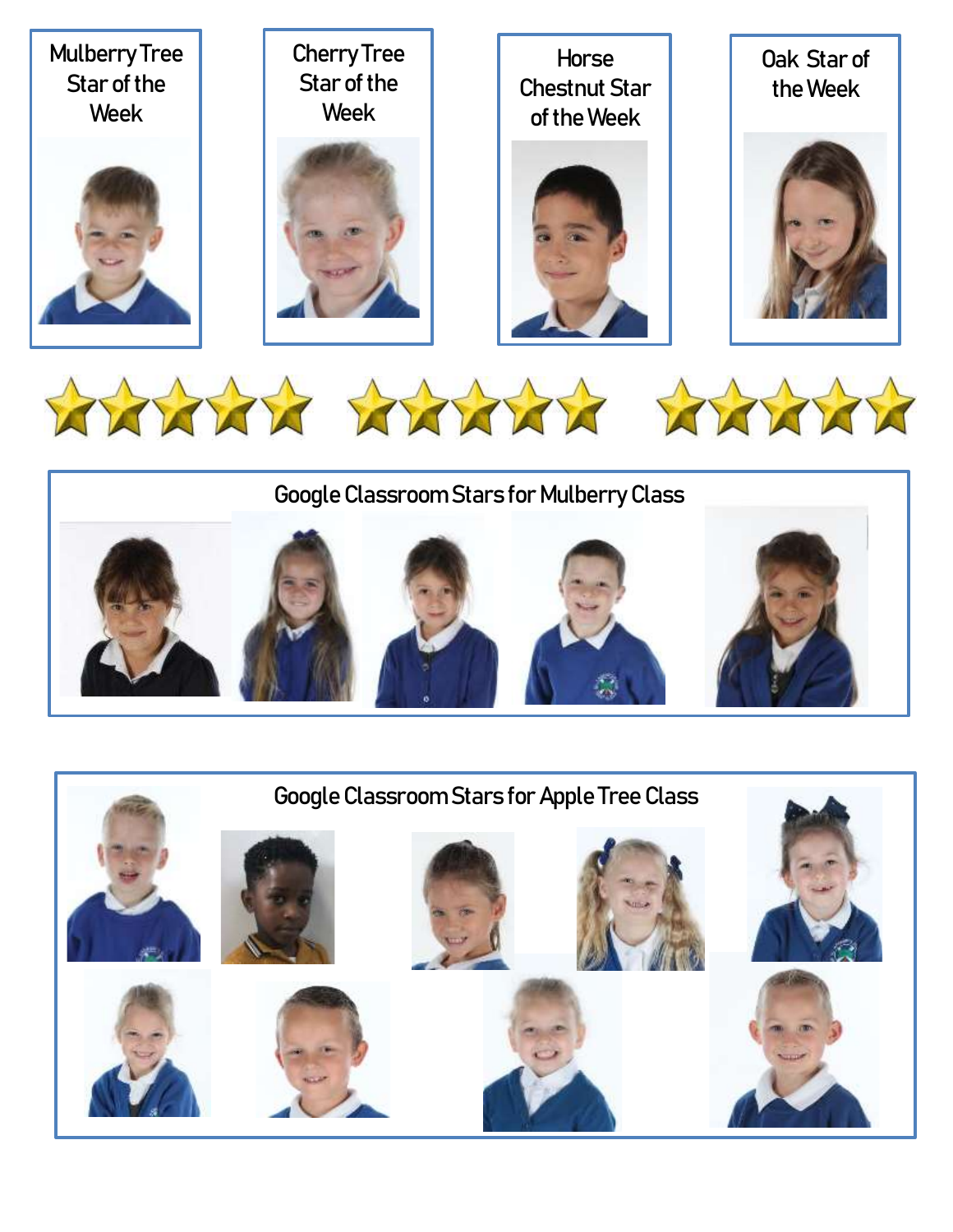Mulberry Tree Star of the Week

Cherry Tree Star of the Week

Horse Chestnut Star of the Week

Oak Star of the Week

## Google Classroom Stars for Mulberry Class

## Google Classroom Stars for Apple Tree Class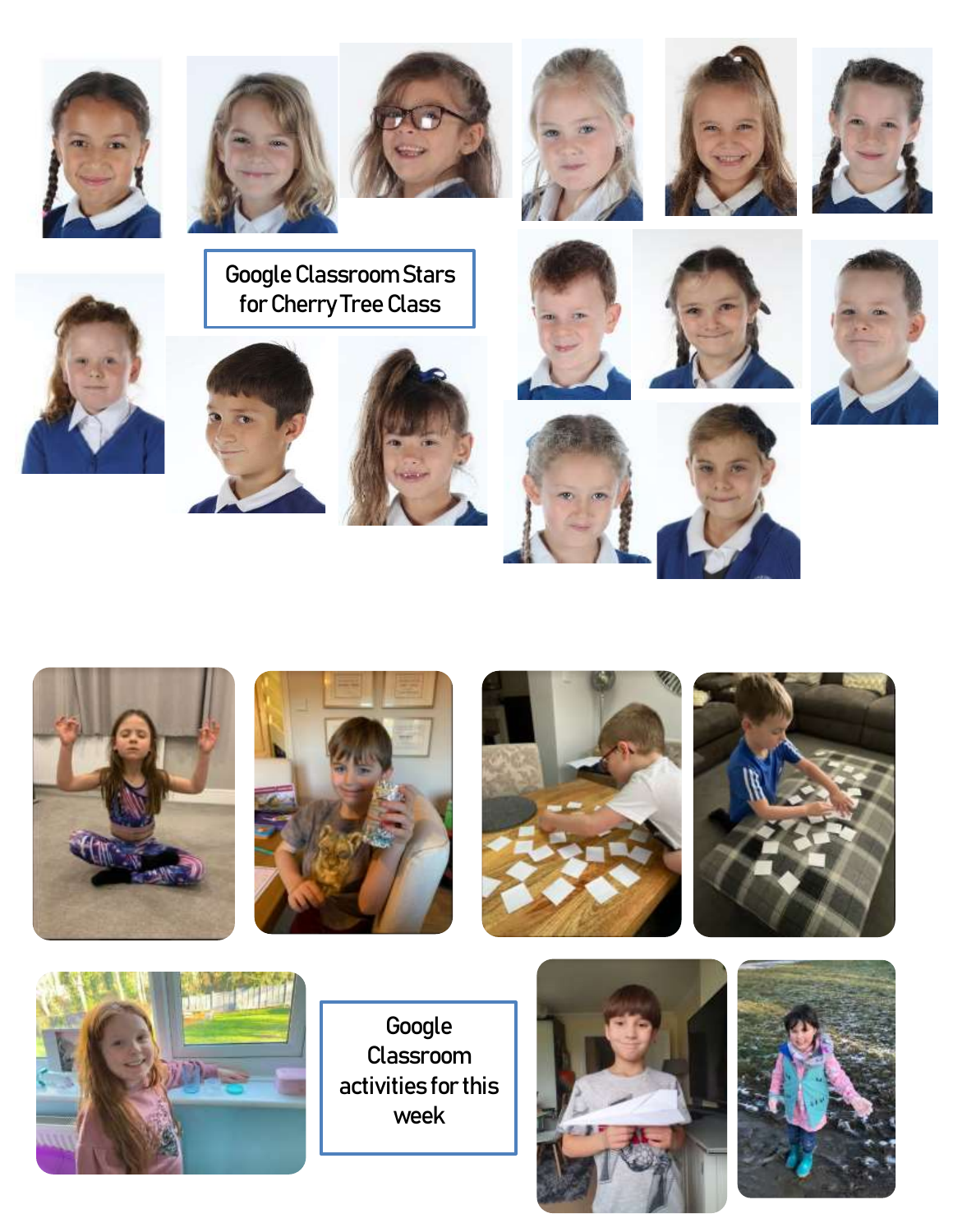Google Classroom Stars for Cherry Tree Class

Google Classroom activities for this week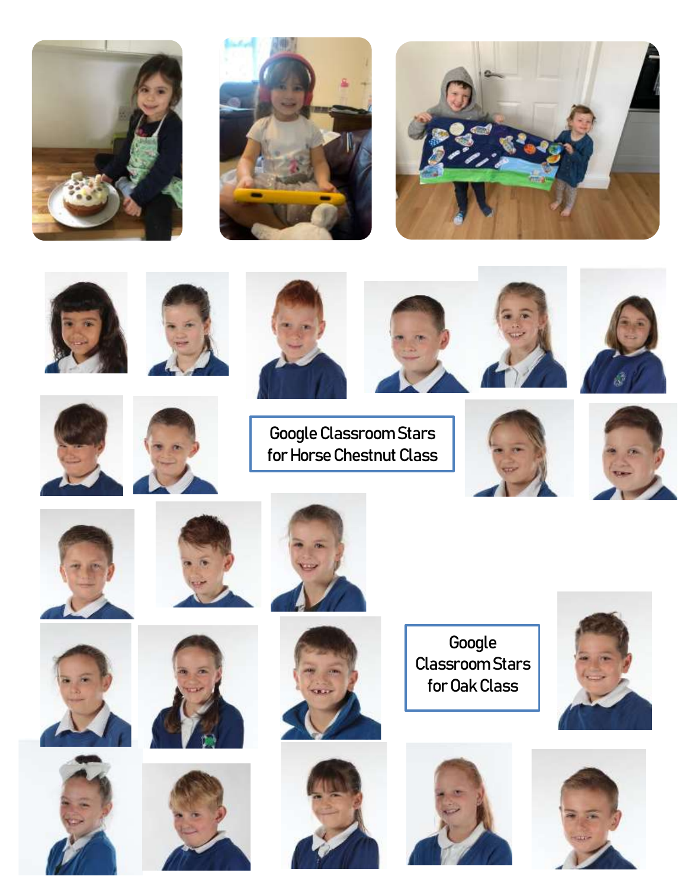Google Classroom Stars for Horse Chestnut Class

Google Classroom Stars for Oak Class